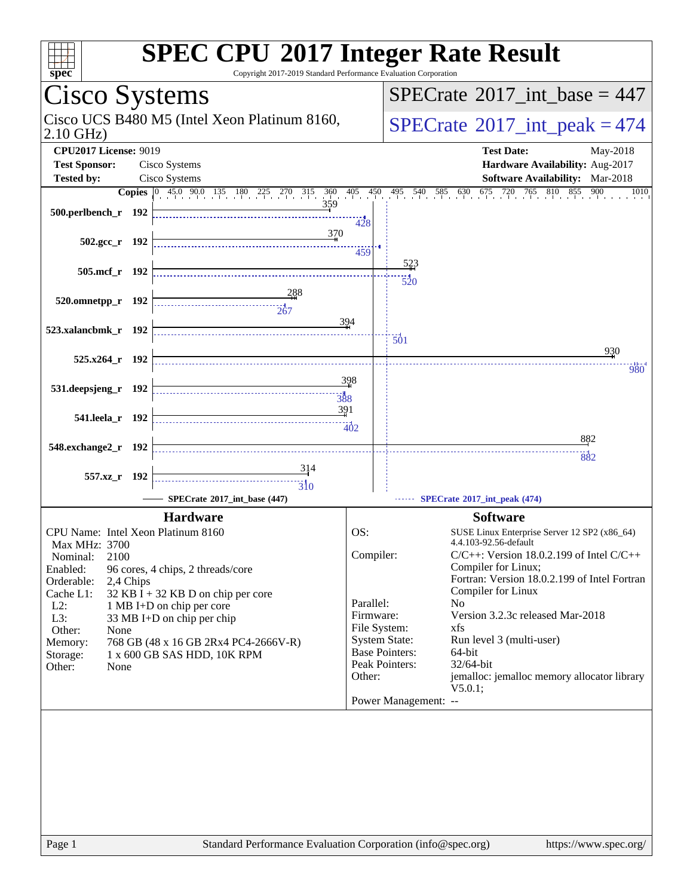# SPEC CPU 2017 Integer Rate Result

Copyright 2017-2019 Standard Performance Evaluation Corporation

## Cisco Systems

Cisco UCS B480 M5 (Intel Xeon Platinum 8160, 2.10 GHz)

**SPECrate 2017_int_base = 447**

**SPECrate 2017_int_peak = 474**

| | | | |
|---|---|---|---|
| **CPU2017 License:** | 9019 | **Test Date:** | May-2018 |
| **Test Sponsor:** | Cisco Systems | **Hardware Availability:** | Aug-2017 |
| **Tested by:** | Cisco Systems | **Software Availability:** | Mar-2018 |

| Benchmark | Copies | SPECrate 2017_int_base (447) | SPECrate 2017_int_peak (474) |
|---|---|---|---|
| 500.perlbench_r | 192 | 359 | 428 |
| 502.gcc_r | 192 | 370 | 459 |
| 505.mcf_r | 192 | 523 | 520 |
| 520.omnetpp_r | 192 | 288 | 267 |
| 523.xalancbmk_r | 192 | 394 | 501 |
| 525.x264_r | 192 | 930 | 980 |
| 531.deepsjeng_r | 192 | 398 | 388 |
| 541.leela_r | 192 | 391 | 402 |
| 548.exchange2_r | 192 | 882 | 882 |
| 557.xz_r | 192 | 314 | 310 |

### Hardware

| | |
|---|---|
| CPU Name: | Intel Xeon Platinum 8160 |
| Max MHz: | 3700 |
| Nominal: | 2100 |
| Enabled: | 96 cores, 4 chips, 2 threads/core |
| Orderable: | 2,4 Chips |
| Cache L1: | 32 KB I + 32 KB D on chip per core |
| L2: | 1 MB I+D on chip per core |
| L3: | 33 MB I+D on chip per chip |
| Other: | None |
| Memory: | 768 GB (48 x 16 GB 2Rx4 PC4-2666V-R) |
| Storage: | 1 x 600 GB SAS HDD, 10K RPM |
| Other: | None |

### Software

| | |
|---|---|
| OS: | SUSE Linux Enterprise Server 12 SP2 (x86_64) 4.4.103-92.56-default |
| Compiler: | C/C++: Version 18.0.2.199 of Intel C/C++ Compiler for Linux; Fortran: Version 18.0.2.199 of Intel Fortran Compiler for Linux |
| Parallel: | No |
| Firmware: | Version 3.2.3c released Mar-2018 |
| File System: | xfs |
| System State: | Run level 3 (multi-user) |
| Base Pointers: | 64-bit |
| Peak Pointers: | 32/64-bit |
| Other: | jemalloc: jemalloc memory allocator library V5.0.1; |
| Power Management: | -- |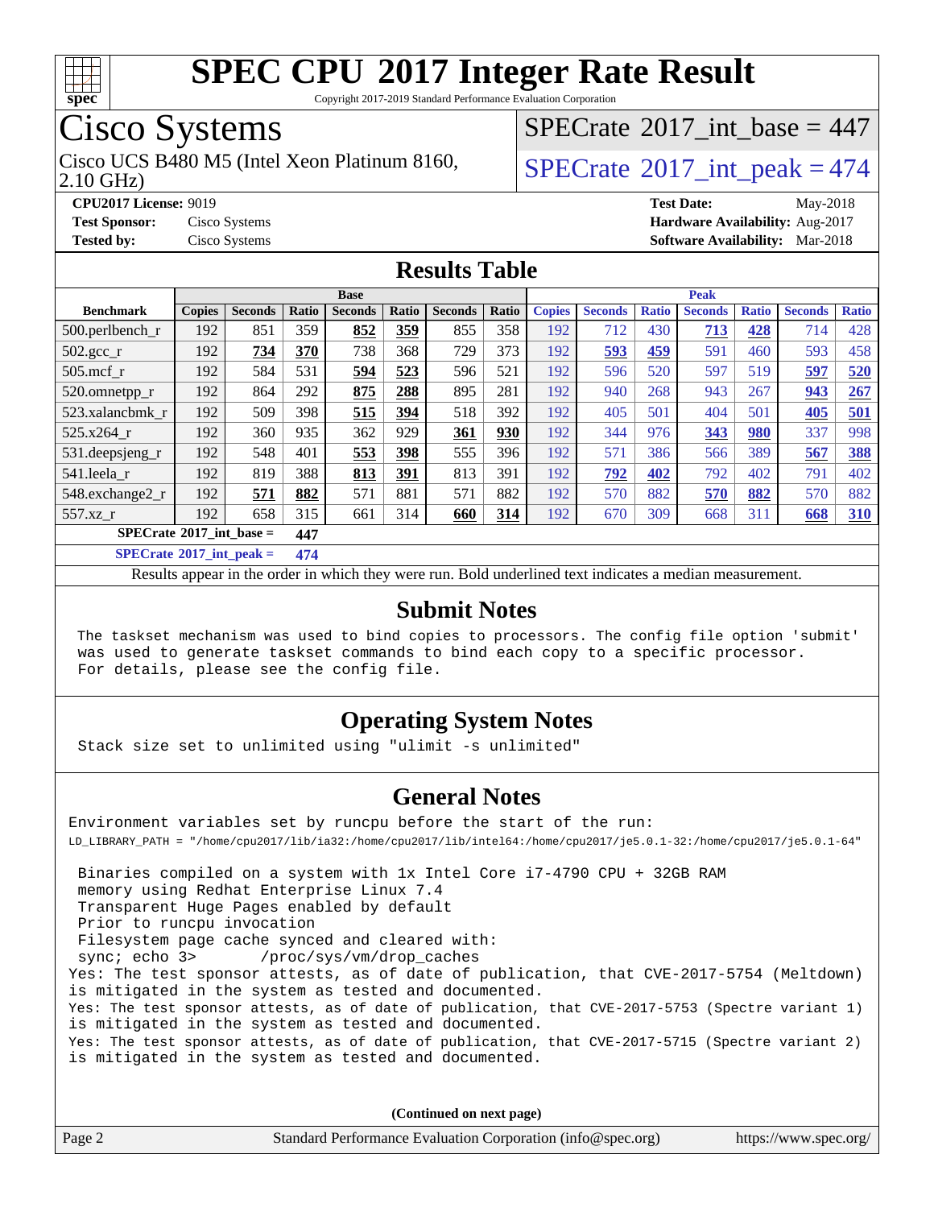# SPEC CPU 2017 Integer Rate Result

Copyright 2017-2019 Standard Performance Evaluation Corporation

## Cisco Systems

Cisco UCS B480 M5 (Intel Xeon Platinum 8160, 2.10 GHz)

SPECrate 2017_int_base = 447

SPECrate 2017_int_peak = 474

**CPU2017 License:** 9019
**Test Sponsor:** Cisco Systems
**Tested by:** Cisco Systems

**Test Date:** May-2018
**Hardware Availability:** Aug-2017
**Software Availability:** Mar-2018

## Results Table

| | Base | | | | | | | Peak | | | | | | |
|---|---|---|---|---|---|---|---|---|---|---|---|---|---|---|
| **Benchmark** | **Copies** | **Seconds** | **Ratio** | **Seconds** | **Ratio** | **Seconds** | **Ratio** | **Copies** | **Seconds** | **Ratio** | **Seconds** | **Ratio** | **Seconds** | **Ratio** |
| 500.perlbench_r | 192 | 851 | 359 | **852** | **359** | 855 | 358 | 192 | 712 | 430 | **713** | **428** | 714 | 428 |
| 502.gcc_r | 192 | **734** | **370** | 738 | 368 | 729 | 373 | 192 | **593** | **459** | 591 | 460 | 593 | 458 |
| 505.mcf_r | 192 | 584 | 531 | **594** | **523** | 596 | 521 | 192 | 596 | 520 | 597 | 519 | **597** | **520** |
| 520.omnetpp_r | 192 | 864 | 292 | **875** | **288** | 895 | 281 | 192 | 940 | 268 | 943 | 267 | **943** | **267** |
| 523.xalancbmk_r | 192 | 509 | 398 | **515** | **394** | 518 | 392 | 192 | 405 | 501 | 404 | 501 | **405** | **501** |
| 525.x264_r | 192 | 360 | 935 | 362 | 929 | **361** | **930** | 192 | 344 | 976 | **343** | **980** | 337 | 998 |
| 531.deepsjeng_r | 192 | 548 | 401 | **553** | **398** | 555 | 396 | 192 | 571 | 386 | 566 | 389 | **567** | **388** |
| 541.leela_r | 192 | 819 | 388 | **813** | **391** | 813 | 391 | 192 | **792** | **402** | 792 | 402 | 791 | 402 |
| 548.exchange2_r | 192 | **571** | **882** | 571 | 881 | 571 | 882 | 192 | 570 | 882 | **570** | **882** | 570 | 882 |
| 557.xz_r | 192 | 658 | 315 | 661 | 314 | **660** | **314** | 192 | 670 | 309 | 668 | 311 | **668** | **310** |

**SPECrate 2017_int_base = 447**

**SPECrate 2017_int_peak = 474**

Results appear in the order in which they were run. Bold underlined text indicates a median measurement.

## Submit Notes

```
The taskset mechanism was used to bind copies to processors. The config file option 'submit'
was used to generate taskset commands to bind each copy to a specific processor.
For details, please see the config file.
```

## Operating System Notes

```
Stack size set to unlimited using "ulimit -s unlimited"
```

## General Notes

```
Environment variables set by runcpu before the start of the run:
LD_LIBRARY_PATH = "/home/cpu2017/lib/ia32:/home/cpu2017/lib/intel64:/home/cpu2017/je5.0.1-32:/home/cpu2017/je5.0.1-64"

 Binaries compiled on a system with 1x Intel Core i7-4790 CPU + 32GB RAM
 memory using Redhat Enterprise Linux 7.4
 Transparent Huge Pages enabled by default
 Prior to runcpu invocation
 Filesystem page cache synced and cleared with:
 sync; echo 3>       /proc/sys/vm/drop_caches
Yes: The test sponsor attests, as of date of publication, that CVE-2017-5754 (Meltdown)
is mitigated in the system as tested and documented.
Yes: The test sponsor attests, as of date of publication, that CVE-2017-5753 (Spectre variant 1)
is mitigated in the system as tested and documented.
Yes: The test sponsor attests, as of date of publication, that CVE-2017-5715 (Spectre variant 2)
is mitigated in the system as tested and documented.
```

**(Continued on next page)**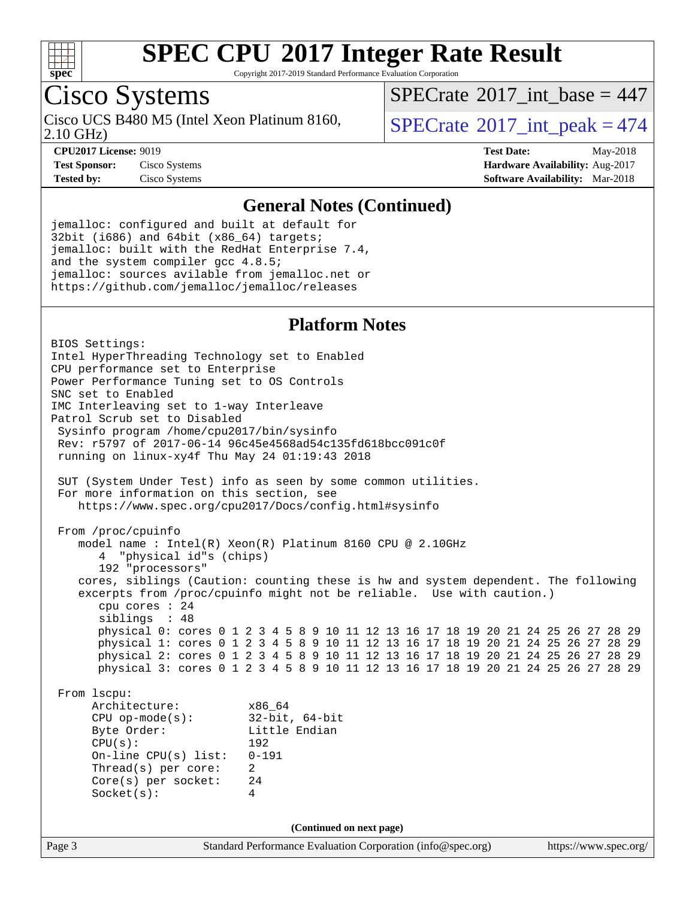## General Notes (Continued)

```
jemalloc: configured and built at default for
32bit (i686) and 64bit (x86_64) targets;
jemalloc: built with the RedHat Enterprise 7.4,
and the system compiler gcc 4.8.5;
jemalloc: sources avilable from jemalloc.net or
https://github.com/jemalloc/jemalloc/releases
```

## Platform Notes

```
BIOS Settings:
Intel HyperThreading Technology set to Enabled
CPU performance set to Enterprise
Power Performance Tuning set to OS Controls
SNC set to Enabled
IMC Interleaving set to 1-way Interleave
Patrol Scrub set to Disabled
 Sysinfo program /home/cpu2017/bin/sysinfo
 Rev: r5797 of 2017-06-14 96c45e4568ad54c135fd618bcc091c0f
 running on linux-xy4f Thu May 24 01:19:43 2018

 SUT (System Under Test) info as seen by some common utilities.
 For more information on this section, see
    https://www.spec.org/cpu2017/Docs/config.html#sysinfo

 From /proc/cpuinfo
    model name : Intel(R) Xeon(R) Platinum 8160 CPU @ 2.10GHz
       4  "physical id"s (chips)
       192 "processors"
    cores, siblings (Caution: counting these is hw and system dependent. The following
    excerpts from /proc/cpuinfo might not be reliable.  Use with caution.)
       cpu cores : 24
       siblings  : 48
       physical 0: cores 0 1 2 3 4 5 8 9 10 11 12 13 16 17 18 19 20 21 24 25 26 27 28 29
       physical 1: cores 0 1 2 3 4 5 8 9 10 11 12 13 16 17 18 19 20 21 24 25 26 27 28 29
       physical 2: cores 0 1 2 3 4 5 8 9 10 11 12 13 16 17 18 19 20 21 24 25 26 27 28 29
       physical 3: cores 0 1 2 3 4 5 8 9 10 11 12 13 16 17 18 19 20 21 24 25 26 27 28 29

 From lscpu:
      Architecture:          x86_64
      CPU op-mode(s):        32-bit, 64-bit
      Byte Order:            Little Endian
      CPU(s):                192
      On-line CPU(s) list:   0-191
      Thread(s) per core:    2
      Core(s) per socket:    24
      Socket(s):             4
```

(Continued on next page)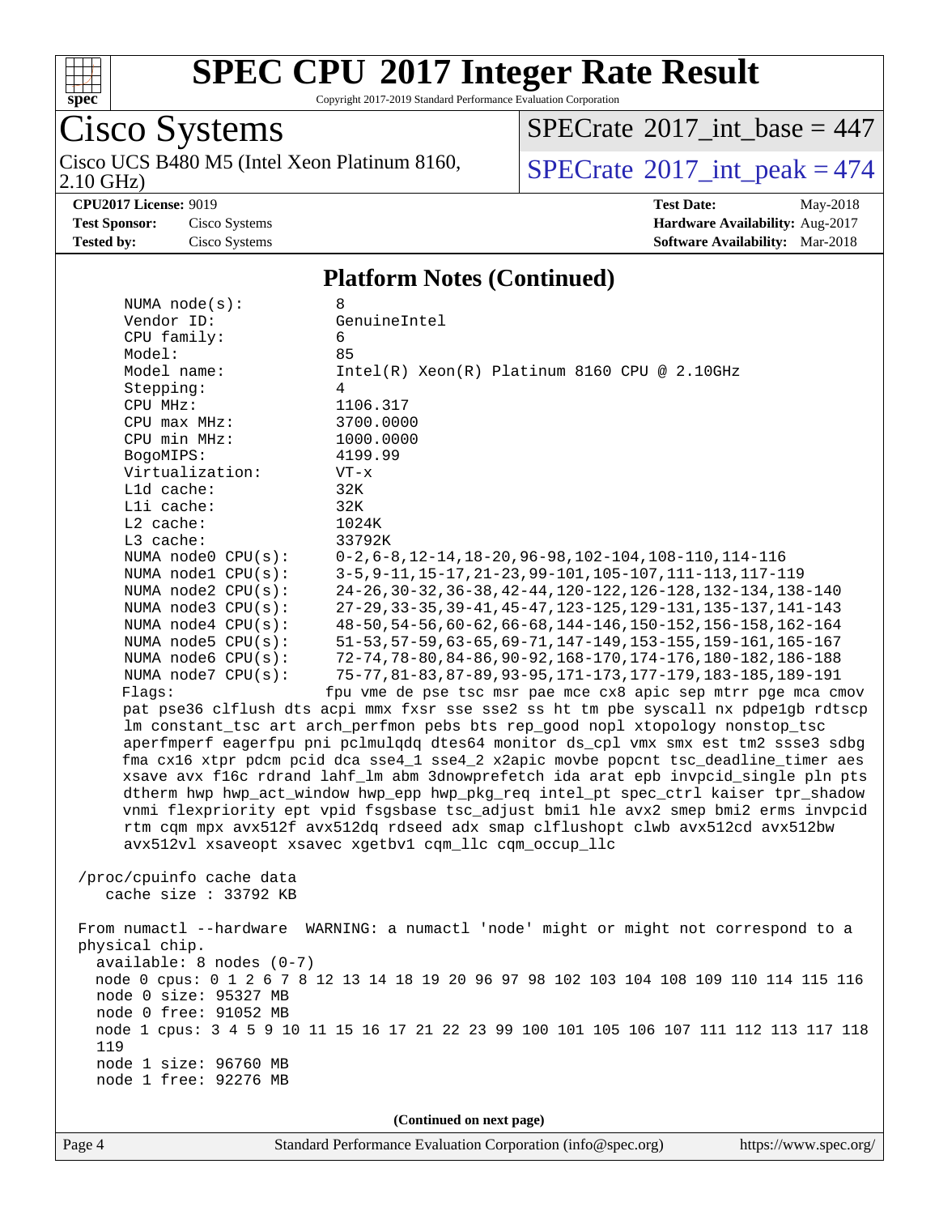# SPEC CPU 2017 Integer Rate Result

Copyright 2017-2019 Standard Performance Evaluation Corporation

**Cisco Systems**

Cisco UCS B480 M5 (Intel Xeon Platinum 8160, 2.10 GHz)

SPECrate 2017_int_base = 447

SPECrate 2017_int_peak = 474

**CPU2017 License:** 9019 **Test Date:** May-2018

**Test Sponsor:** Cisco Systems **Hardware Availability:** Aug-2017

**Tested by:** Cisco Systems **Software Availability:** Mar-2018

## Platform Notes (Continued)

```
    NUMA node(s):          8
    Vendor ID:             GenuineIntel
    CPU family:            6
    Model:                 85
    Model name:            Intel(R) Xeon(R) Platinum 8160 CPU @ 2.10GHz
    Stepping:              4
    CPU MHz:               1106.317
    CPU max MHz:           3700.0000
    CPU min MHz:           1000.0000
    BogoMIPS:              4199.99
    Virtualization:        VT-x
    L1d cache:             32K
    L1i cache:             32K
    L2 cache:              1024K
    L3 cache:              33792K
    NUMA node0 CPU(s):     0-2,6-8,12-14,18-20,96-98,102-104,108-110,114-116
    NUMA node1 CPU(s):     3-5,9-11,15-17,21-23,99-101,105-107,111-113,117-119
    NUMA node2 CPU(s):     24-26,30-32,36-38,42-44,120-122,126-128,132-134,138-140
    NUMA node3 CPU(s):     27-29,33-35,39-41,45-47,123-125,129-131,135-137,141-143
    NUMA node4 CPU(s):     48-50,54-56,60-62,66-68,144-146,150-152,156-158,162-164
    NUMA node5 CPU(s):     51-53,57-59,63-65,69-71,147-149,153-155,159-161,165-167
    NUMA node6 CPU(s):     72-74,78-80,84-86,90-92,168-170,174-176,180-182,186-188
    NUMA node7 CPU(s):     75-77,81-83,87-89,93-95,171-173,177-179,183-185,189-191
    Flags:                 fpu vme de pse tsc msr pae mce cx8 apic sep mtrr pge mca cmov
    pat pse36 clflush dts acpi mmx fxsr sse sse2 ss ht tm pbe syscall nx pdpe1gb rdtscp
    lm constant_tsc art arch_perfmon pebs bts rep_good nopl xtopology nonstop_tsc
    aperfmperf eagerfpu pni pclmulqdq dtes64 monitor ds_cpl vmx smx est tm2 ssse3 sdbg
    fma cx16 xtpr pdcm pcid dca sse4_1 sse4_2 x2apic movbe popcnt tsc_deadline_timer aes
    xsave avx f16c rdrand lahf_lm abm 3dnowprefetch ida arat epb invpcid_single pln pts
    dtherm hwp hwp_act_window hwp_epp hwp_pkg_req intel_pt spec_ctrl kaiser tpr_shadow
    vnmi flexpriority ept vpid fsgsbase tsc_adjust bmi1 hle avx2 smep bmi2 erms invpcid
    rtm cqm mpx avx512f avx512dq rdseed adx smap clflushopt clwb avx512cd avx512bw
    avx512vl xsaveopt xsavec xgetbv1 cqm_llc cqm_occup_llc

 /proc/cpuinfo cache data
    cache size : 33792 KB

 From numactl --hardware  WARNING: a numactl 'node' might or might not correspond to a
 physical chip.
   available: 8 nodes (0-7)
   node 0 cpus: 0 1 2 6 7 8 12 13 14 18 19 20 96 97 98 102 103 104 108 109 110 114 115 116
   node 0 size: 95327 MB
   node 0 free: 91052 MB
   node 1 cpus: 3 4 5 9 10 11 15 16 17 21 22 23 99 100 101 105 106 107 111 112 113 117 118
   119
   node 1 size: 96760 MB
   node 1 free: 92276 MB
```

(Continued on next page)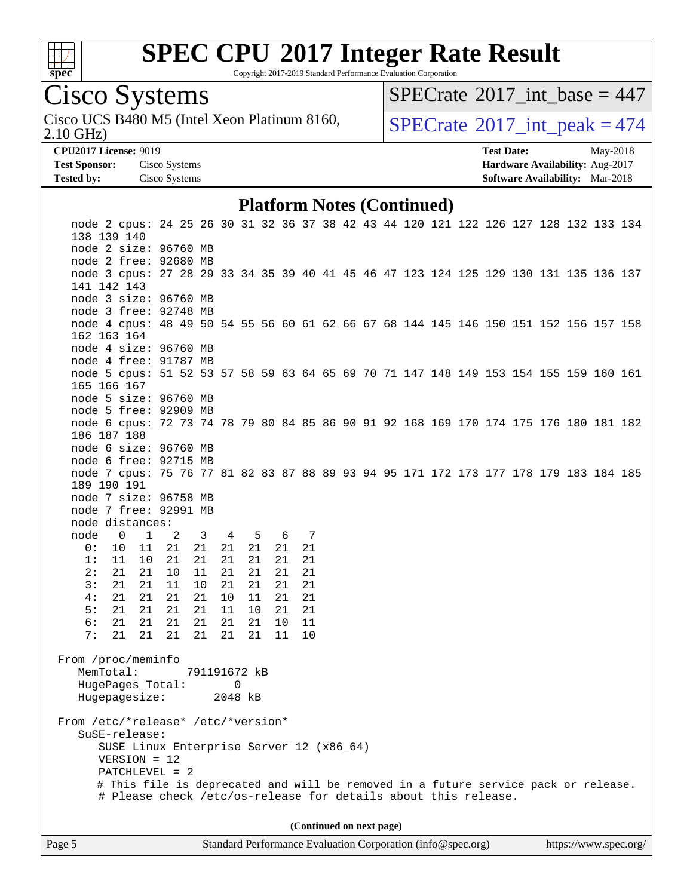# SPEC CPU 2017 Integer Rate Result

Copyright 2017-2019 Standard Performance Evaluation Corporation

## Cisco Systems

Cisco UCS B480 M5 (Intel Xeon Platinum 8160, 2.10 GHz)

SPECrate 2017_int_base = 447

SPECrate 2017_int_peak = 474

**CPU2017 License:** 9019
**Test Sponsor:** Cisco Systems
**Tested by:** Cisco Systems

**Test Date:** May-2018
**Hardware Availability:** Aug-2017
**Software Availability:** Mar-2018

### Platform Notes (Continued)

```
    node 2 cpus: 24 25 26 30 31 32 36 37 38 42 43 44 120 121 122 126 127 128 132 133 134
    138 139 140
    node 2 size: 96760 MB
    node 2 free: 92680 MB
    node 3 cpus: 27 28 29 33 34 35 39 40 41 45 46 47 123 124 125 129 130 131 135 136 137
    141 142 143
    node 3 size: 96760 MB
    node 3 free: 92748 MB
    node 4 cpus: 48 49 50 54 55 56 60 61 62 66 67 68 144 145 146 150 151 152 156 157 158
    162 163 164
    node 4 size: 96760 MB
    node 4 free: 91787 MB
    node 5 cpus: 51 52 53 57 58 59 63 64 65 69 70 71 147 148 149 153 154 155 159 160 161
    165 166 167
    node 5 size: 96760 MB
    node 5 free: 92909 MB
    node 6 cpus: 72 73 74 78 79 80 84 85 86 90 91 92 168 169 170 174 175 176 180 181 182
    186 187 188
    node 6 size: 96760 MB
    node 6 free: 92715 MB
    node 7 cpus: 75 76 77 81 82 83 87 88 89 93 94 95 171 172 173 177 178 179 183 184 185
    189 190 191
    node 7 size: 96758 MB
    node 7 free: 92991 MB
    node distances:
    node   0   1   2   3   4   5   6   7
      0:  10  11  21  21  21  21  21  21
      1:  11  10  21  21  21  21  21  21
      2:  21  21  10  11  21  21  21  21
      3:  21  21  11  10  21  21  21  21
      4:  21  21  21  21  10  11  21  21
      5:  21  21  21  21  11  10  21  21
      6:  21  21  21  21  21  21  10  11
      7:  21  21  21  21  21  21  11  10

 From /proc/meminfo
    MemTotal:       791191672 kB
    HugePages_Total:       0
    Hugepagesize:       2048 kB

 From /etc/*release* /etc/*version*
    SuSE-release:
       SUSE Linux Enterprise Server 12 (x86_64)
       VERSION = 12
       PATCHLEVEL = 2
       # This file is deprecated and will be removed in a future service pack or release.
       # Please check /etc/os-release for details about this release.
```

**(Continued on next page)**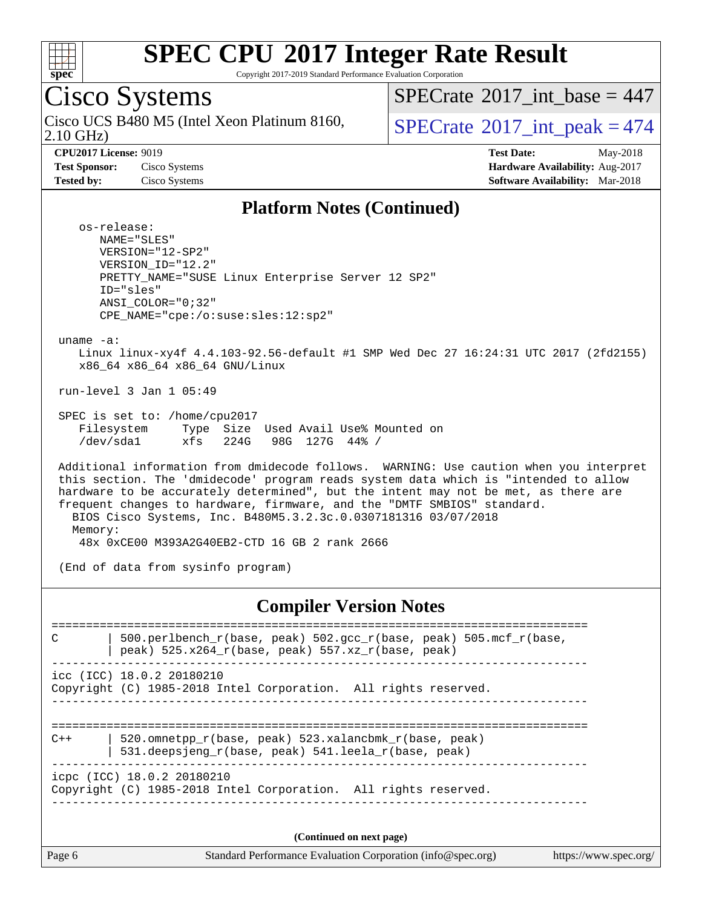## Platform Notes (Continued)

```
   os-release:
      NAME="SLES"
      VERSION="12-SP2"
      VERSION_ID="12.2"
      PRETTY_NAME="SUSE Linux Enterprise Server 12 SP2"
      ID="sles"
      ANSI_COLOR="0;32"
      CPE_NAME="cpe:/o:suse:sles:12:sp2"

 uname -a:
    Linux linux-xy4f 4.4.103-92.56-default #1 SMP Wed Dec 27 16:24:31 UTC 2017 (2fd2155)
    x86_64 x86_64 x86_64 GNU/Linux

 run-level 3 Jan 1 05:49

 SPEC is set to: /home/cpu2017
    Filesystem     Type  Size  Used Avail Use% Mounted on
    /dev/sda1      xfs   224G   98G  127G  44% /

 Additional information from dmidecode follows.  WARNING: Use caution when you interpret
 this section. The 'dmidecode' program reads system data which is "intended to allow
 hardware to be accurately determined", but the intent may not be met, as there are
 frequent changes to hardware, firmware, and the "DMTF SMBIOS" standard.
   BIOS Cisco Systems, Inc. B480M5.3.2.3c.0.0307181316 03/07/2018
   Memory:
    48x 0xCE00 M393A2G40EB2-CTD 16 GB 2 rank 2666

 (End of data from sysinfo program)
```

## Compiler Version Notes

```
==============================================================================
C       | 500.perlbench_r(base, peak) 502.gcc_r(base, peak) 505.mcf_r(base,
        | peak) 525.x264_r(base, peak) 557.xz_r(base, peak)
------------------------------------------------------------------------------
icc (ICC) 18.0.2 20180210
Copyright (C) 1985-2018 Intel Corporation.  All rights reserved.
------------------------------------------------------------------------------

==============================================================================
C++     | 520.omnetpp_r(base, peak) 523.xalancbmk_r(base, peak)
        | 531.deepsjeng_r(base, peak) 541.leela_r(base, peak)
------------------------------------------------------------------------------
icpc (ICC) 18.0.2 20180210
Copyright (C) 1985-2018 Intel Corporation.  All rights reserved.
------------------------------------------------------------------------------
```

(Continued on next page)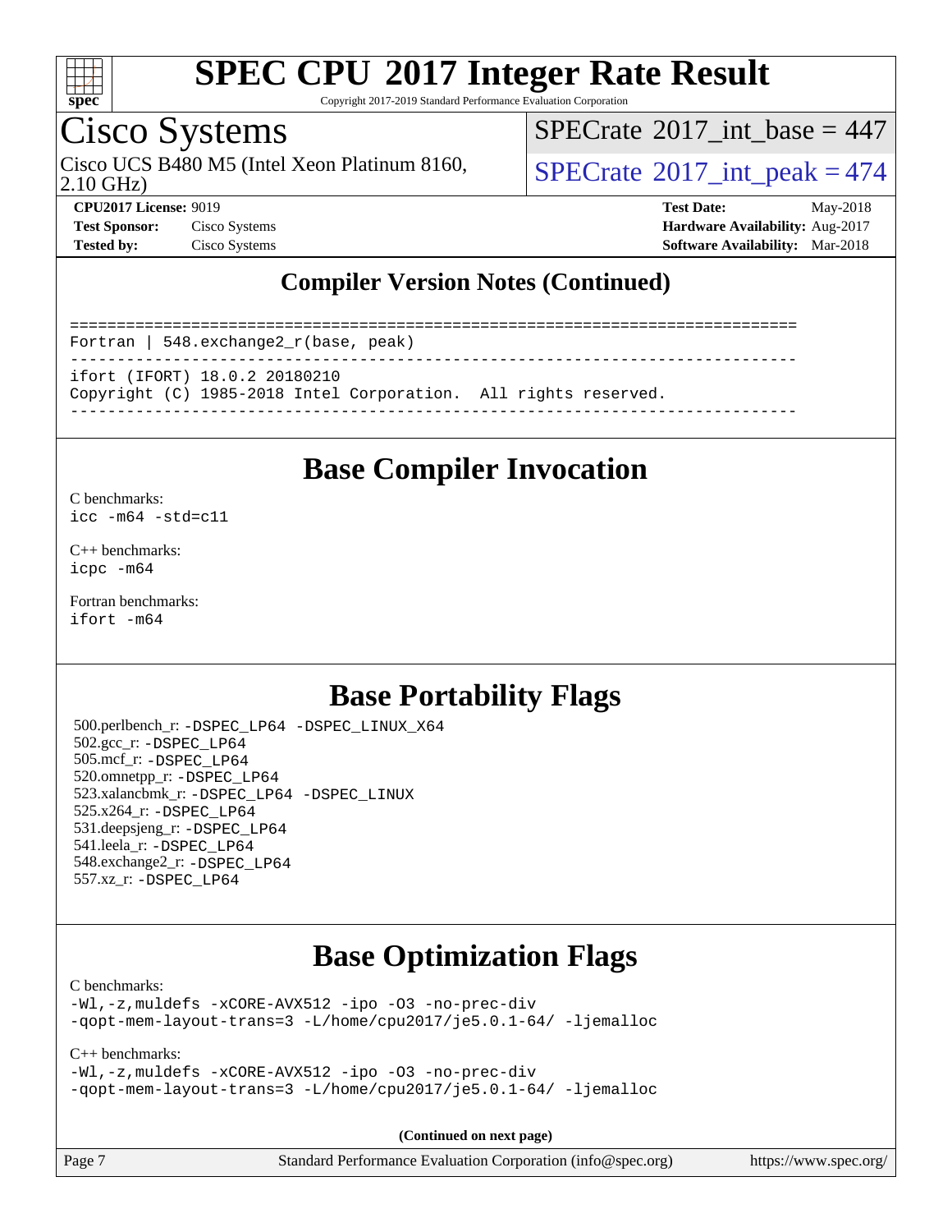## Compiler Version Notes (Continued)

```
==============================================================================
Fortran | 548.exchange2_r(base, peak)
------------------------------------------------------------------------------
ifort (IFORT) 18.0.2 20180210
Copyright (C) 1985-2018 Intel Corporation.  All rights reserved.
------------------------------------------------------------------------------
```

## Base Compiler Invocation

C benchmarks:
`icc -m64 -std=c11`

C++ benchmarks:
`icpc -m64`

Fortran benchmarks:
`ifort -m64`

## Base Portability Flags

500.perlbench_r: `-DSPEC_LP64 -DSPEC_LINUX_X64`
502.gcc_r: `-DSPEC_LP64`
505.mcf_r: `-DSPEC_LP64`
520.omnetpp_r: `-DSPEC_LP64`
523.xalancbmk_r: `-DSPEC_LP64 -DSPEC_LINUX`
525.x264_r: `-DSPEC_LP64`
531.deepsjeng_r: `-DSPEC_LP64`
541.leela_r: `-DSPEC_LP64`
548.exchange2_r: `-DSPEC_LP64`
557.xz_r: `-DSPEC_LP64`

## Base Optimization Flags

C benchmarks:
```
-Wl,-z,muldefs -xCORE-AVX512 -ipo -O3 -no-prec-div
-qopt-mem-layout-trans=3 -L/home/cpu2017/je5.0.1-64/ -ljemalloc
```

C++ benchmarks:
```
-Wl,-z,muldefs -xCORE-AVX512 -ipo -O3 -no-prec-div
-qopt-mem-layout-trans=3 -L/home/cpu2017/je5.0.1-64/ -ljemalloc
```

(Continued on next page)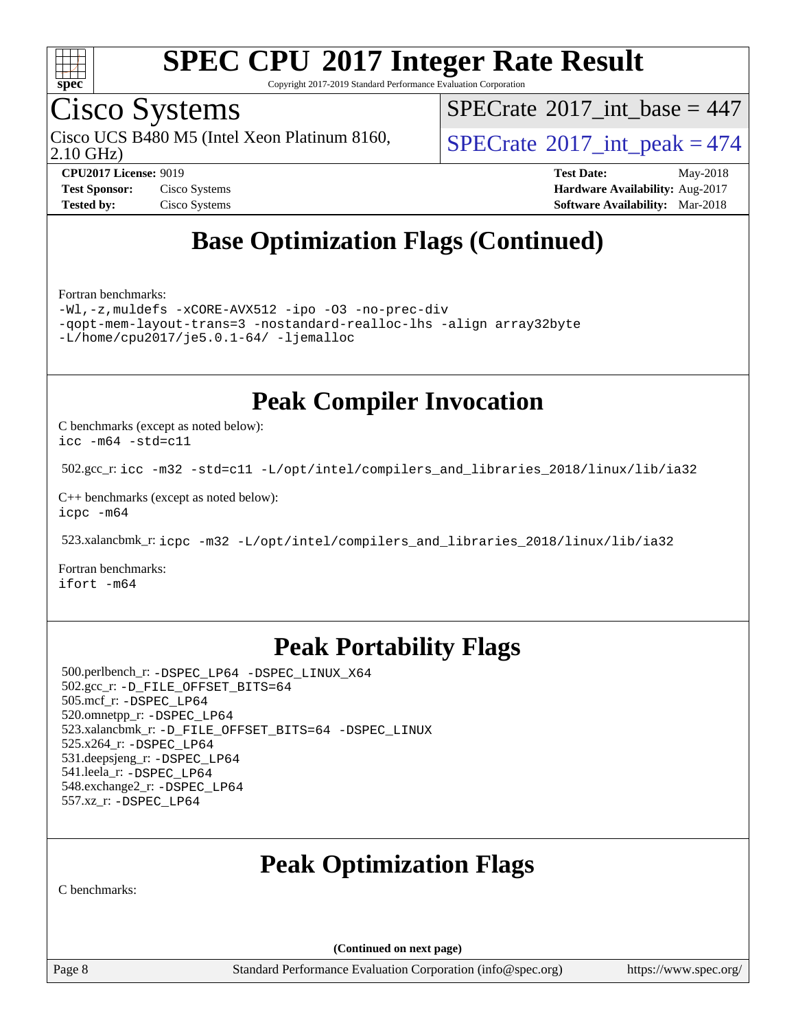# Base Optimization Flags (Continued)

Fortran benchmarks:

```
-Wl,-z,muldefs -xCORE-AVX512 -ipo -O3 -no-prec-div
-qopt-mem-layout-trans=3 -nostandard-realloc-lhs -align array32byte
-L/home/cpu2017/je5.0.1-64/ -ljemalloc
```

# Peak Compiler Invocation

C benchmarks (except as noted below):
`icc -m64 -std=c11`

502.gcc_r: `icc -m32 -std=c11 -L/opt/intel/compilers_and_libraries_2018/linux/lib/ia32`

C++ benchmarks (except as noted below):
`icpc -m64`

523.xalancbmk_r: `icpc -m32 -L/opt/intel/compilers_and_libraries_2018/linux/lib/ia32`

Fortran benchmarks:
`ifort -m64`

# Peak Portability Flags

500.perlbench_r: `-DSPEC_LP64 -DSPEC_LINUX_X64`
502.gcc_r: `-D_FILE_OFFSET_BITS=64`
505.mcf_r: `-DSPEC_LP64`
520.omnetpp_r: `-DSPEC_LP64`
523.xalancbmk_r: `-D_FILE_OFFSET_BITS=64 -DSPEC_LINUX`
525.x264_r: `-DSPEC_LP64`
531.deepsjeng_r: `-DSPEC_LP64`
541.leela_r: `-DSPEC_LP64`
548.exchange2_r: `-DSPEC_LP64`
557.xz_r: `-DSPEC_LP64`

# Peak Optimization Flags

C benchmarks:

**(Continued on next page)**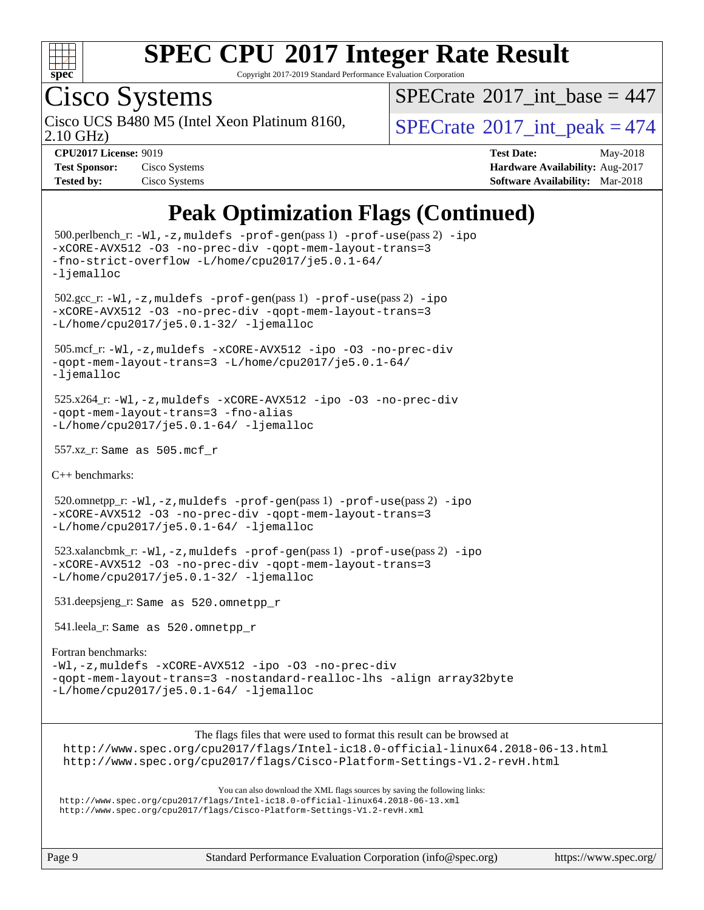# SPEC CPU 2017 Integer Rate Result

Copyright 2017-2019 Standard Performance Evaluation Corporation

## Cisco Systems

Cisco UCS B480 M5 (Intel Xeon Platinum 8160, 2.10 GHz)

SPECrate 2017_int_base = 447

SPECrate 2017_int_peak = 474

**CPU2017 License:** 9019
**Test Sponsor:** Cisco Systems
**Tested by:** Cisco Systems

**Test Date:** May-2018
**Hardware Availability:** Aug-2017
**Software Availability:** Mar-2018

## Peak Optimization Flags (Continued)

500.perlbench_r: `-Wl,-z,muldefs -prof-gen(pass 1) -prof-use(pass 2) -ipo -xCORE-AVX512 -O3 -no-prec-div -qopt-mem-layout-trans=3 -fno-strict-overflow -L/home/cpu2017/je5.0.1-64/ -ljemalloc`

502.gcc_r: `-Wl,-z,muldefs -prof-gen(pass 1) -prof-use(pass 2) -ipo -xCORE-AVX512 -O3 -no-prec-div -qopt-mem-layout-trans=3 -L/home/cpu2017/je5.0.1-32/ -ljemalloc`

505.mcf_r: `-Wl,-z,muldefs -xCORE-AVX512 -ipo -O3 -no-prec-div -qopt-mem-layout-trans=3 -L/home/cpu2017/je5.0.1-64/ -ljemalloc`

525.x264_r: `-Wl,-z,muldefs -xCORE-AVX512 -ipo -O3 -no-prec-div -qopt-mem-layout-trans=3 -fno-alias -L/home/cpu2017/je5.0.1-64/ -ljemalloc`

557.xz_r: `Same as 505.mcf_r`

C++ benchmarks:

520.omnetpp_r: `-Wl,-z,muldefs -prof-gen(pass 1) -prof-use(pass 2) -ipo -xCORE-AVX512 -O3 -no-prec-div -qopt-mem-layout-trans=3 -L/home/cpu2017/je5.0.1-64/ -ljemalloc`

523.xalancbmk_r: `-Wl,-z,muldefs -prof-gen(pass 1) -prof-use(pass 2) -ipo -xCORE-AVX512 -O3 -no-prec-div -qopt-mem-layout-trans=3 -L/home/cpu2017/je5.0.1-32/ -ljemalloc`

531.deepsjeng_r: `Same as 520.omnetpp_r`

541.leela_r: `Same as 520.omnetpp_r`

Fortran benchmarks:

`-Wl,-z,muldefs -xCORE-AVX512 -ipo -O3 -no-prec-div -qopt-mem-layout-trans=3 -nostandard-realloc-lhs -align array32byte -L/home/cpu2017/je5.0.1-64/ -ljemalloc`

The flags files that were used to format this result can be browsed at
http://www.spec.org/cpu2017/flags/Intel-ic18.0-official-linux64.2018-06-13.html
http://www.spec.org/cpu2017/flags/Cisco-Platform-Settings-V1.2-revH.html

You can also download the XML flags sources by saving the following links:
http://www.spec.org/cpu2017/flags/Intel-ic18.0-official-linux64.2018-06-13.xml
http://www.spec.org/cpu2017/flags/Cisco-Platform-Settings-V1.2-revH.xml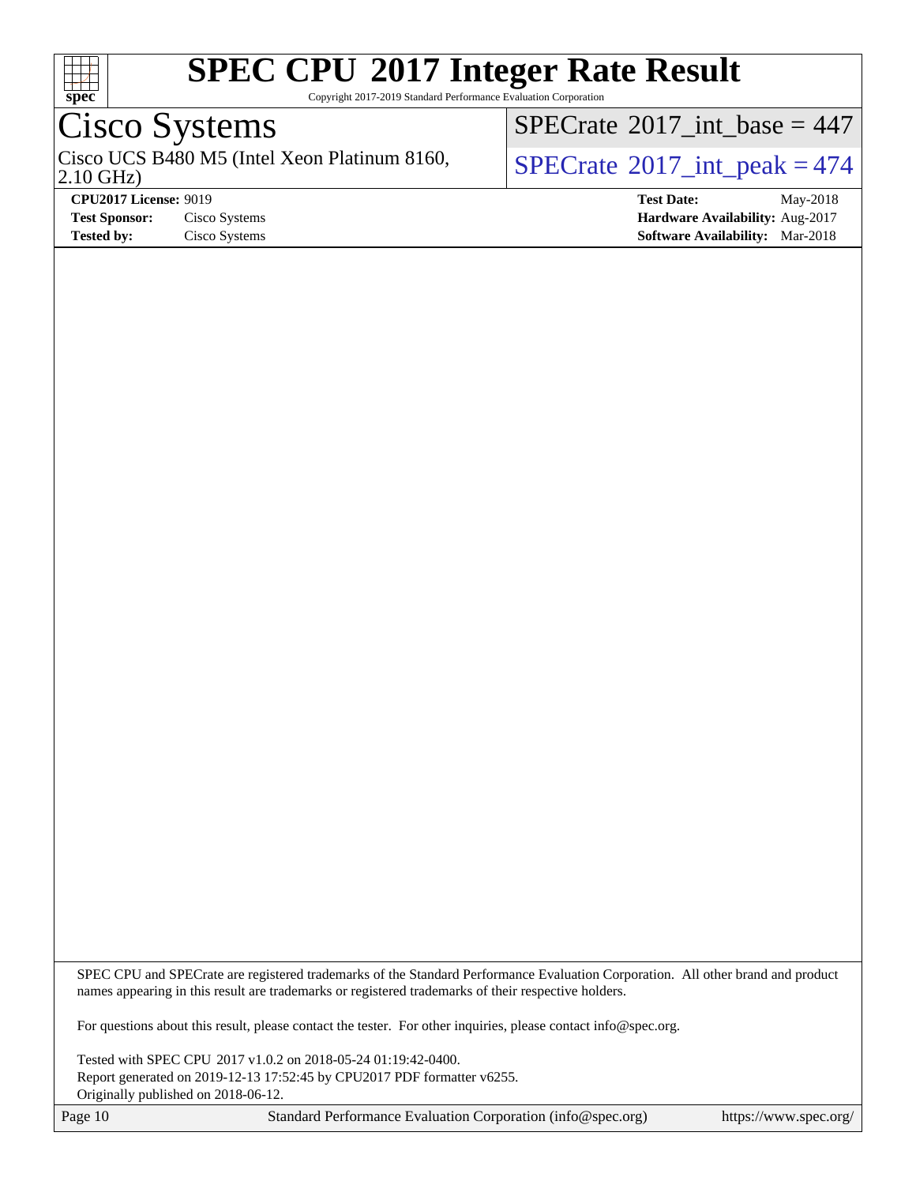SPEC CPU and SPECrate are registered trademarks of the Standard Performance Evaluation Corporation. All other brand and product names appearing in this result are trademarks or registered trademarks of their respective holders.

For questions about this result, please contact the tester. For other inquiries, please contact info@spec.org.

Tested with SPEC CPU 2017 v1.0.2 on 2018-05-24 01:19:42-0400.
Report generated on 2019-12-13 17:52:45 by CPU2017 PDF formatter v6255.
Originally published on 2018-06-12.